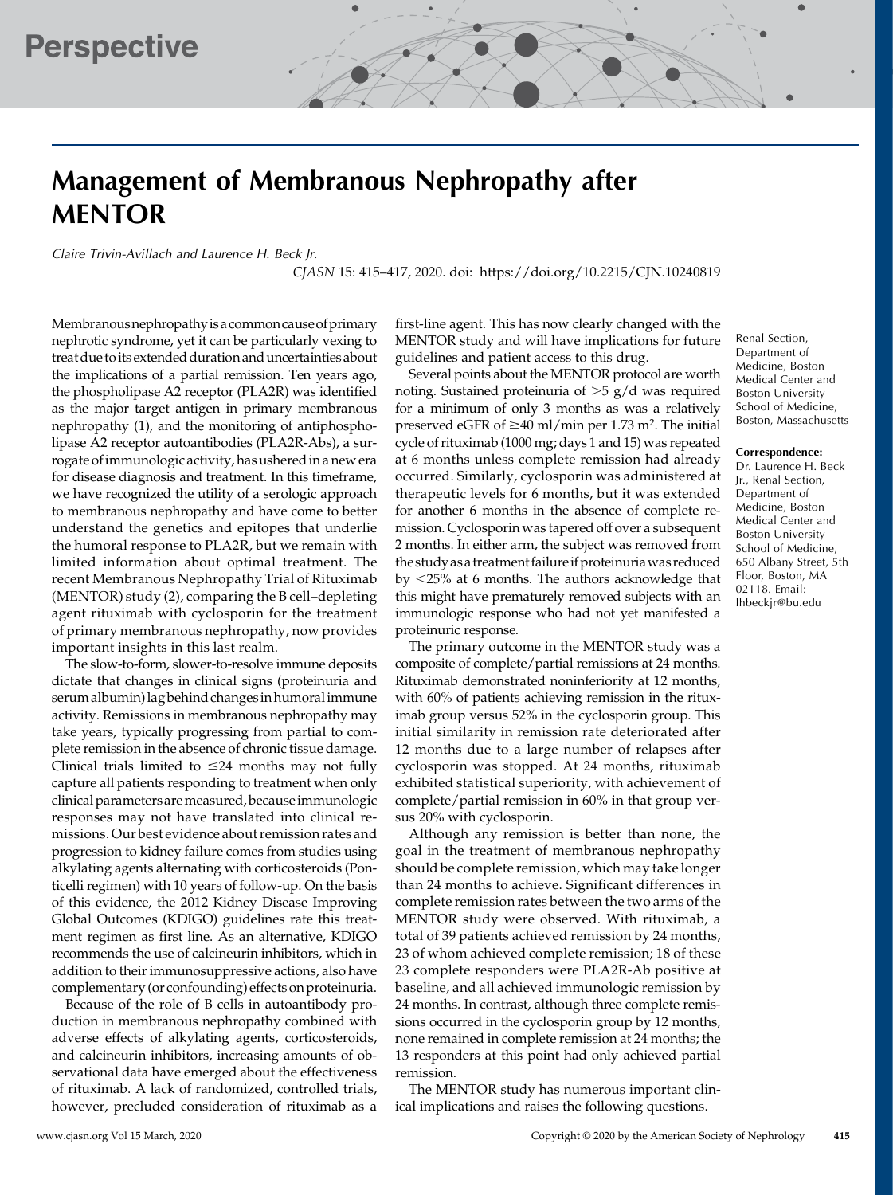# Perspective

# Management of Membranous Nephropathy after MENTOR

*Claire Trivin-Avillach and Laurence H. Beck Jr.*

*CJASN* 15: 415–417, 2020. doi: https://doi.org/10.2215/CJN.10240819

Renal Section, Department of Medicine, Boston Medical Center and Boston University School of Medicine, Boston, Massachusetts

**Correspondence:**
Dr. Laurence H. Beck Jr., Renal Section, Department of Medicine, Boston Medical Center and Boston University School of Medicine, 650 Albany Street, 5th Floor, Boston, MA 02118. Email: lhbeckjr@bu.edu

Membranous nephropathy is a common cause of primary nephrotic syndrome, yet it can be particularly vexing to treat due to its extended duration and uncertainties about the implications of a partial remission. Ten years ago, the phospholipase A2 receptor (PLA2R) was identified as the major target antigen in primary membranous nephropathy (1), and the monitoring of antiphospholipase A2 receptor autoantibodies (PLA2R-Abs), a surrogate of immunologic activity, has ushered in a new era for disease diagnosis and treatment. In this timeframe, we have recognized the utility of a serologic approach to membranous nephropathy and have come to better understand the genetics and epitopes that underlie the humoral response to PLA2R, but we remain with limited information about optimal treatment. The recent Membranous Nephropathy Trial of Rituximab (MENTOR) study (2), comparing the B cell–depleting agent rituximab with cyclosporin for the treatment of primary membranous nephropathy, now provides important insights in this last realm.

The slow-to-form, slower-to-resolve immune deposits dictate that changes in clinical signs (proteinuria and serum albumin) lag behind changes in humoral immune activity. Remissions in membranous nephropathy may take years, typically progressing from partial to complete remission in the absence of chronic tissue damage. Clinical trials limited to ≤24 months may not fully capture all patients responding to treatment when only clinical parameters are measured, because immunologic responses may not have translated into clinical remissions. Our best evidence about remission rates and progression to kidney failure comes from studies using alkylating agents alternating with corticosteroids (Ponticelli regimen) with 10 years of follow-up. On the basis of this evidence, the 2012 Kidney Disease Improving Global Outcomes (KDIGO) guidelines rate this treatment regimen as first line. As an alternative, KDIGO recommends the use of calcineurin inhibitors, which in addition to their immunosuppressive actions, also have complementary (or confounding) effects on proteinuria.

Because of the role of B cells in autoantibody production in membranous nephropathy combined with adverse effects of alkylating agents, corticosteroids, and calcineurin inhibitors, increasing amounts of observational data have emerged about the effectiveness of rituximab. A lack of randomized, controlled trials, however, precluded consideration of rituximab as a first-line agent. This has now clearly changed with the MENTOR study and will have implications for future guidelines and patient access to this drug.

Several points about the MENTOR protocol are worth noting. Sustained proteinuria of >5 g/d was required for a minimum of only 3 months as was a relatively preserved eGFR of ≥40 ml/min per 1.73 m$^2$. The initial cycle of rituximab (1000 mg; days 1 and 15) was repeated at 6 months unless complete remission had already occurred. Similarly, cyclosporin was administered at therapeutic levels for 6 months, but it was extended for another 6 months in the absence of complete remission. Cyclosporin was tapered off over a subsequent 2 months. In either arm, the subject was removed from the study as a treatment failure if proteinuria was reduced by <25% at 6 months. The authors acknowledge that this might have prematurely removed subjects with an immunologic response who had not yet manifested a proteinuric response.

The primary outcome in the MENTOR study was a composite of complete/partial remissions at 24 months. Rituximab demonstrated noninferiority at 12 months, with 60% of patients achieving remission in the rituximab group versus 52% in the cyclosporin group. This initial similarity in remission rate deteriorated after 12 months due to a large number of relapses after cyclosporin was stopped. At 24 months, rituximab exhibited statistical superiority, with achievement of complete/partial remission in 60% in that group versus 20% with cyclosporin.

Although any remission is better than none, the goal in the treatment of membranous nephropathy should be complete remission, which may take longer than 24 months to achieve. Significant differences in complete remission rates between the two arms of the MENTOR study were observed. With rituximab, a total of 39 patients achieved remission by 24 months, 23 of whom achieved complete remission; 18 of these 23 complete responders were PLA2R-Ab positive at baseline, and all achieved immunologic remission by 24 months. In contrast, although three complete remissions occurred in the cyclosporin group by 12 months, none remained in complete remission at 24 months; the 13 responders at this point had only achieved partial remission.

The MENTOR study has numerous important clinical implications and raises the following questions.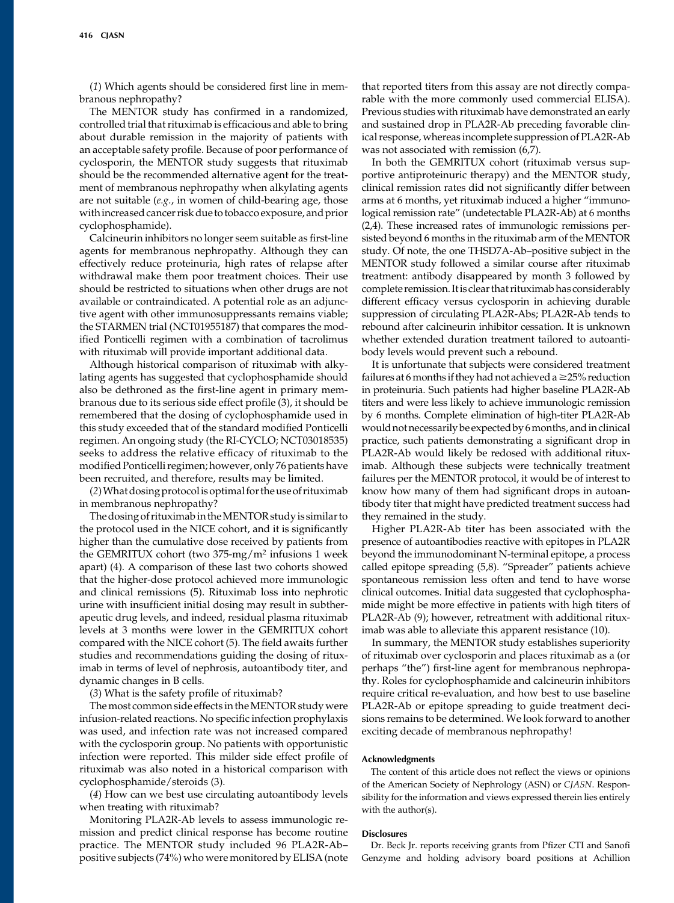(*1*) Which agents should be considered first line in membranous nephropathy?

The MENTOR study has confirmed in a randomized, controlled trial that rituximab is efficacious and able to bring about durable remission in the majority of patients with an acceptable safety profile. Because of poor performance of cyclosporin, the MENTOR study suggests that rituximab should be the recommended alternative agent for the treatment of membranous nephropathy when alkylating agents are not suitable (*e.g.*, in women of child-bearing age, those with increased cancer risk due to tobacco exposure, and prior cyclophosphamide).

Calcineurin inhibitors no longer seem suitable as first-line agents for membranous nephropathy. Although they can effectively reduce proteinuria, high rates of relapse after withdrawal make them poor treatment choices. Their use should be restricted to situations when other drugs are not available or contraindicated. A potential role as an adjunctive agent with other immunosuppressants remains viable; the STARMEN trial (NCT01955187) that compares the modified Ponticelli regimen with a combination of tacrolimus with rituximab will provide important additional data.

Although historical comparison of rituximab with alkylating agents has suggested that cyclophosphamide should also be dethroned as the first-line agent in primary membranous due to its serious side effect profile (3), it should be remembered that the dosing of cyclophosphamide used in this study exceeded that of the standard modified Ponticelli regimen. An ongoing study (the RI-CYCLO; NCT03018535) seeks to address the relative efficacy of rituximab to the modified Ponticelli regimen; however, only 76 patients have been recruited, and therefore, results may be limited.

(*2*) What dosing protocol is optimal for the use of rituximab in membranous nephropathy?

The dosing of rituximab in the MENTOR study is similar to the protocol used in the NICE cohort, and it is significantly higher than the cumulative dose received by patients from the GEMRITUX cohort (two 375-mg/m$^2$ infusions 1 week apart) (4). A comparison of these last two cohorts showed that the higher-dose protocol achieved more immunologic and clinical remissions (5). Rituximab loss into nephrotic urine with insufficient initial dosing may result in subtherapeutic drug levels, and indeed, residual plasma rituximab levels at 3 months were lower in the GEMRITUX cohort compared with the NICE cohort (5). The field awaits further studies and recommendations guiding the dosing of rituximab in terms of level of nephrosis, autoantibody titer, and dynamic changes in B cells.

(*3*) What is the safety profile of rituximab?

The most common side effects in the MENTOR study were infusion-related reactions. No specific infection prophylaxis was used, and infection rate was not increased compared with the cyclosporin group. No patients with opportunistic infection were reported. This milder side effect profile of rituximab was also noted in a historical comparison with cyclophosphamide/steroids (3).

(*4*) How can we best use circulating autoantibody levels when treating with rituximab?

Monitoring PLA2R-Ab levels to assess immunologic remission and predict clinical response has become routine practice. The MENTOR study included 96 PLA2R-Ab–positive subjects (74%) who were monitored by ELISA (note that reported titers from this assay are not directly comparable with the more commonly used commercial ELISA). Previous studies with rituximab have demonstrated an early and sustained drop in PLA2R-Ab preceding favorable clinical response, whereas incomplete suppression of PLA2R-Ab was not associated with remission (6,7).

In both the GEMRITUX cohort (rituximab versus supportive antiproteinuric therapy) and the MENTOR study, clinical remission rates did not significantly differ between arms at 6 months, yet rituximab induced a higher "immunological remission rate" (undetectable PLA2R-Ab) at 6 months (2,4). These increased rates of immunologic remissions persisted beyond 6 months in the rituximab arm of the MENTOR study. Of note, the one THSD7A-Ab–positive subject in the MENTOR study followed a similar course after rituximab treatment: antibody disappeared by month 3 followed by complete remission. It is clear that rituximab has considerably different efficacy versus cyclosporin in achieving durable suppression of circulating PLA2R-Abs; PLA2R-Ab tends to rebound after calcineurin inhibitor cessation. It is unknown whether extended duration treatment tailored to autoantibody levels would prevent such a rebound.

It is unfortunate that subjects were considered treatment failures at 6 months if they had not achieved a ≥25% reduction in proteinuria. Such patients had higher baseline PLA2R-Ab titers and were less likely to achieve immunologic remission by 6 months. Complete elimination of high-titer PLA2R-Ab would not necessarily be expected by 6 months, and in clinical practice, such patients demonstrating a significant drop in PLA2R-Ab would likely be redosed with additional rituximab. Although these subjects were technically treatment failures per the MENTOR protocol, it would be of interest to know how many of them had significant drops in autoantibody titer that might have predicted treatment success had they remained in the study.

Higher PLA2R-Ab titer has been associated with the presence of autoantibodies reactive with epitopes in PLA2R beyond the immunodominant N-terminal epitope, a process called epitope spreading (5,8). "Spreader" patients achieve spontaneous remission less often and tend to have worse clinical outcomes. Initial data suggested that cyclophosphamide might be more effective in patients with high titers of PLA2R-Ab (9); however, retreatment with additional rituximab was able to alleviate this apparent resistance (10).

In summary, the MENTOR study establishes superiority of rituximab over cyclosporin and places rituximab as a (or perhaps "the") first-line agent for membranous nephropathy. Roles for cyclophosphamide and calcineurin inhibitors require critical re-evaluation, and how best to use baseline PLA2R-Ab or epitope spreading to guide treatment decisions remains to be determined. We look forward to another exciting decade of membranous nephropathy!

#### Acknowledgments

The content of this article does not reflect the views or opinions of the American Society of Nephrology (ASN) or *CJASN*. Responsibility for the information and views expressed therein lies entirely with the author(s).

#### Disclosures

Dr. Beck Jr. reports receiving grants from Pfizer CTI and Sanofi Genzyme and holding advisory board positions at Achillion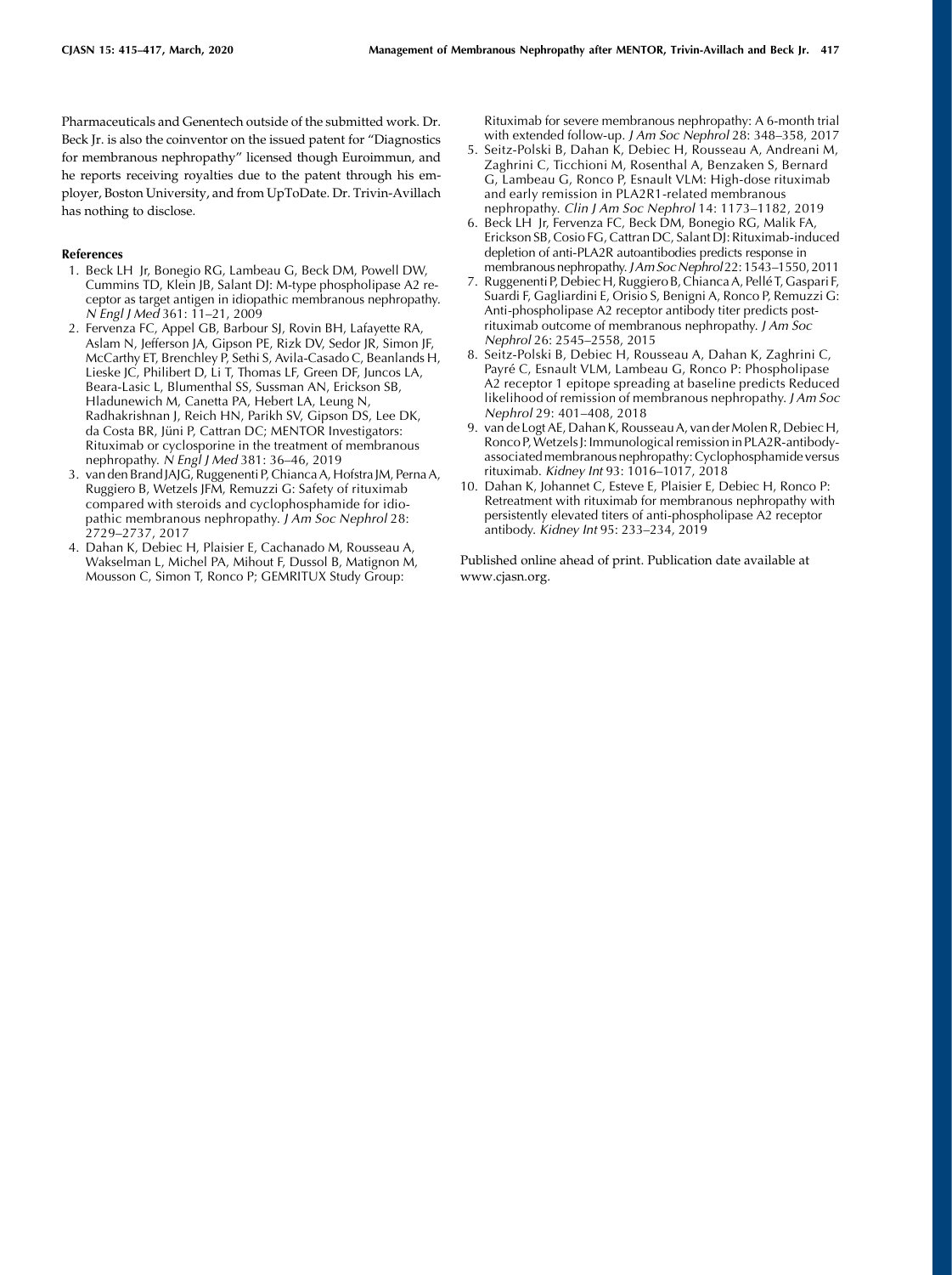Pharmaceuticals and Genentech outside of the submitted work. Dr. Beck Jr. is also the coinventor on the issued patent for "Diagnostics for membranous nephropathy" licensed though Euroimmun, and he reports receiving royalties due to the patent through his employer, Boston University, and from UpToDate. Dr. Trivin-Avillach has nothing to disclose.

**References**

1. Beck LH Jr, Bonegio RG, Lambeau G, Beck DM, Powell DW, Cummins TD, Klein JB, Salant DJ: M-type phospholipase A2 receptor as target antigen in idiopathic membranous nephropathy. *N Engl J Med* 361: 11–21, 2009
2. Fervenza FC, Appel GB, Barbour SJ, Rovin BH, Lafayette RA, Aslam N, Jefferson JA, Gipson PE, Rizk DV, Sedor JR, Simon JF, McCarthy ET, Brenchley P, Sethi S, Avila-Casado C, Beanlands H, Lieske JC, Philibert D, Li T, Thomas LF, Green DF, Juncos LA, Beara-Lasic L, Blumenthal SS, Sussman AN, Erickson SB, Hladunewich M, Canetta PA, Hebert LA, Leung N, Radhakrishnan J, Reich HN, Parikh SV, Gipson DS, Lee DK, da Costa BR, Jüni P, Cattran DC; MENTOR Investigators: Rituximab or cyclosporine in the treatment of membranous nephropathy. *N Engl J Med* 381: 36–46, 2019
3. van den Brand JAJG, Ruggenenti P, Chianca A, Hofstra JM, Perna A, Ruggiero B, Wetzels JFM, Remuzzi G: Safety of rituximab compared with steroids and cyclophosphamide for idiopathic membranous nephropathy. *J Am Soc Nephrol* 28: 2729–2737, 2017
4. Dahan K, Debiec H, Plaisier E, Cachanado M, Rousseau A, Wakselman L, Michel PA, Mihout F, Dussol B, Matignon M, Mousson C, Simon T, Ronco P; GEMRITUX Study Group: Rituximab for severe membranous nephropathy: A 6-month trial with extended follow-up. *J Am Soc Nephrol* 28: 348–358, 2017
5. Seitz-Polski B, Dahan K, Debiec H, Rousseau A, Andreani M, Zaghrini C, Ticchioni M, Rosenthal A, Benzaken S, Bernard G, Lambeau G, Ronco P, Esnault VLM: High-dose rituximab and early remission in PLA2R1-related membranous nephropathy. *Clin J Am Soc Nephrol* 14: 1173–1182, 2019
6. Beck LH Jr, Fervenza FC, Beck DM, Bonegio RG, Malik FA, Erickson SB, Cosio FG, Cattran DC, Salant DJ: Rituximab-induced depletion of anti-PLA2R autoantibodies predicts response in membranous nephropathy. *J Am Soc Nephrol* 22: 1543–1550, 2011
7. Ruggenenti P, Debiec H, Ruggiero B, Chianca A, Pellé T, Gaspari F, Suardi F, Gagliardini E, Orisio S, Benigni A, Ronco P, Remuzzi G: Anti-phospholipase A2 receptor antibody titer predicts post-rituximab outcome of membranous nephropathy. *J Am Soc Nephrol* 26: 2545–2558, 2015
8. Seitz-Polski B, Debiec H, Rousseau A, Dahan K, Zaghrini C, Payré C, Esnault VLM, Lambeau G, Ronco P: Phospholipase A2 receptor 1 epitope spreading at baseline predicts Reduced likelihood of remission of membranous nephropathy. *J Am Soc Nephrol* 29: 401–408, 2018
9. van de Logt AE, Dahan K, Rousseau A, van der Molen R, Debiec H, Ronco P, Wetzels J: Immunological remission in PLA2R-antibody-associated membranous nephropathy: Cyclophosphamide versus rituximab. *Kidney Int* 93: 1016–1017, 2018
10. Dahan K, Johannet C, Esteve E, Plaisier E, Debiec H, Ronco P: Retreatment with rituximab for membranous nephropathy with persistently elevated titers of anti-phospholipase A2 receptor antibody. *Kidney Int* 95: 233–234, 2019

Published online ahead of print. Publication date available at www.cjasn.org.